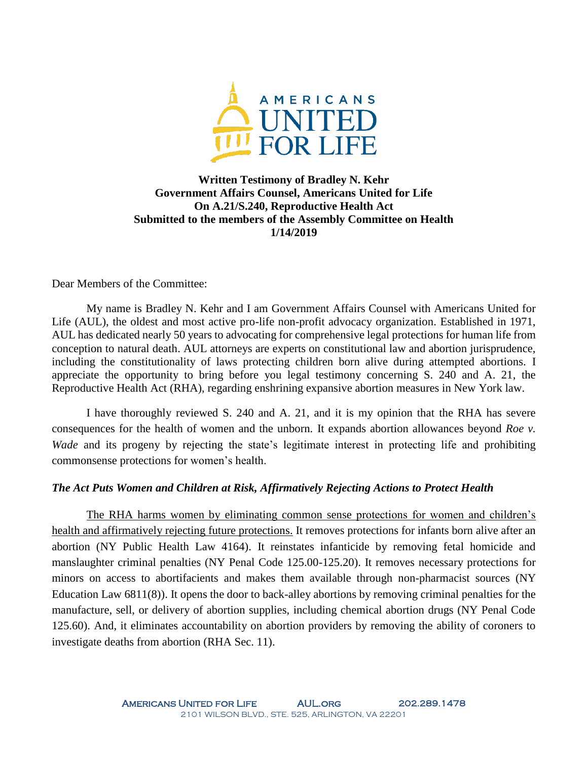**Written Testimony of Bradley N. Kehr**
**Government Affairs Counsel, Americans United for Life**
**On A.21/S.240, Reproductive Health Act**
**Submitted to the members of the Assembly Committee on Health**
**1/14/2019**

Dear Members of the Committee:

My name is Bradley N. Kehr and I am Government Affairs Counsel with Americans United for Life (AUL), the oldest and most active pro-life non-profit advocacy organization. Established in 1971, AUL has dedicated nearly 50 years to advocating for comprehensive legal protections for human life from conception to natural death. AUL attorneys are experts on constitutional law and abortion jurisprudence, including the constitutionality of laws protecting children born alive during attempted abortions. I appreciate the opportunity to bring before you legal testimony concerning S. 240 and A. 21, the Reproductive Health Act (RHA), regarding enshrining expansive abortion measures in New York law.

I have thoroughly reviewed S. 240 and A. 21, and it is my opinion that the RHA has severe consequences for the health of women and the unborn. It expands abortion allowances beyond *Roe v. Wade* and its progeny by rejecting the state's legitimate interest in protecting life and prohibiting commonsense protections for women's health.

### *The Act Puts Women and Children at Risk, Affirmatively Rejecting Actions to Protect Health*

The RHA harms women by eliminating common sense protections for women and children's health and affirmatively rejecting future protections. It removes protections for infants born alive after an abortion (NY Public Health Law 4164). It reinstates infanticide by removing fetal homicide and manslaughter criminal penalties (NY Penal Code 125.00-125.20). It removes necessary protections for minors on access to abortifacients and makes them available through non-pharmacist sources (NY Education Law 6811(8)). It opens the door to back-alley abortions by removing criminal penalties for the manufacture, sell, or delivery of abortion supplies, including chemical abortion drugs (NY Penal Code 125.60). And, it eliminates accountability on abortion providers by removing the ability of coroners to investigate deaths from abortion (RHA Sec. 11).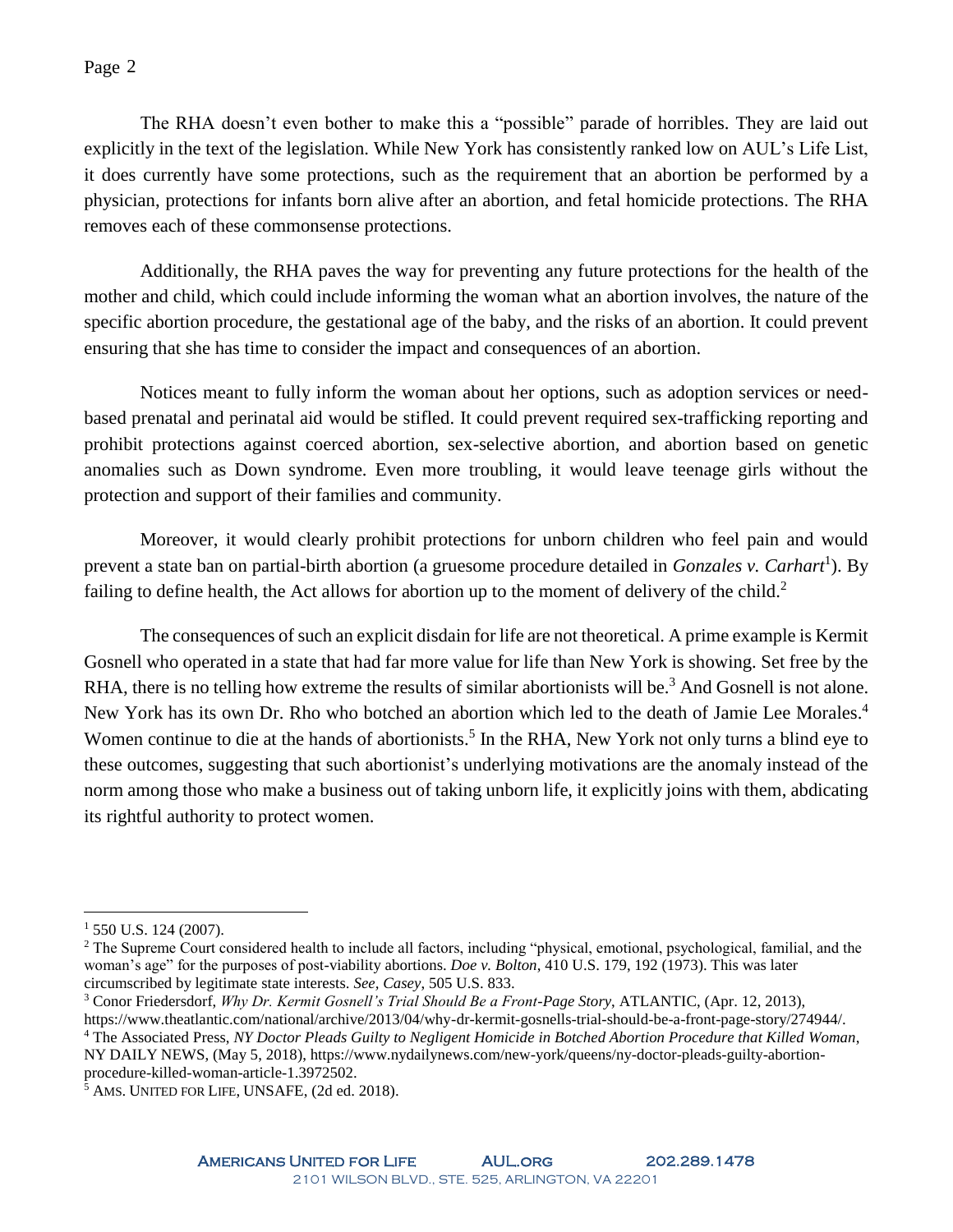The RHA doesn't even bother to make this a "possible" parade of horribles. They are laid out explicitly in the text of the legislation. While New York has consistently ranked low on AUL's Life List, it does currently have some protections, such as the requirement that an abortion be performed by a physician, protections for infants born alive after an abortion, and fetal homicide protections. The RHA removes each of these commonsense protections.

Additionally, the RHA paves the way for preventing any future protections for the health of the mother and child, which could include informing the woman what an abortion involves, the nature of the specific abortion procedure, the gestational age of the baby, and the risks of an abortion. It could prevent ensuring that she has time to consider the impact and consequences of an abortion.

Notices meant to fully inform the woman about her options, such as adoption services or need-based prenatal and perinatal aid would be stifled. It could prevent required sex-trafficking reporting and prohibit protections against coerced abortion, sex-selective abortion, and abortion based on genetic anomalies such as Down syndrome. Even more troubling, it would leave teenage girls without the protection and support of their families and community.

Moreover, it would clearly prohibit protections for unborn children who feel pain and would prevent a state ban on partial-birth abortion (a gruesome procedure detailed in *Gonzales v. Carhart*[1]). By failing to define health, the Act allows for abortion up to the moment of delivery of the child.[2]

The consequences of such an explicit disdain for life are not theoretical. A prime example is Kermit Gosnell who operated in a state that had far more value for life than New York is showing. Set free by the RHA, there is no telling how extreme the results of similar abortionists will be.[3] And Gosnell is not alone. New York has its own Dr. Rho who botched an abortion which led to the death of Jamie Lee Morales.[4] Women continue to die at the hands of abortionists.[5] In the RHA, New York not only turns a blind eye to these outcomes, suggesting that such abortionist's underlying motivations are the anomaly instead of the norm among those who make a business out of taking unborn life, it explicitly joins with them, abdicating its rightful authority to protect women.

---

[1] 550 U.S. 124 (2007).

[2] The Supreme Court considered health to include all factors, including "physical, emotional, psychological, familial, and the woman's age" for the purposes of post-viability abortions. *Doe v. Bolton*, 410 U.S. 179, 192 (1973). This was later circumscribed by legitimate state interests. *See*, *Casey*, 505 U.S. 833.

[3] Conor Friedersdorf, *Why Dr. Kermit Gosnell's Trial Should Be a Front-Page Story*, ATLANTIC, (Apr. 12, 2013), https://www.theatlantic.com/national/archive/2013/04/why-dr-kermit-gosnells-trial-should-be-a-front-page-story/274944/.

[4] The Associated Press, *NY Doctor Pleads Guilty to Negligent Homicide in Botched Abortion Procedure that Killed Woman*, NY DAILY NEWS, (May 5, 2018), https://www.nydailynews.com/new-york/queens/ny-doctor-pleads-guilty-abortion-procedure-killed-woman-article-1.3972502.

[5] AMS. UNITED FOR LIFE, UNSAFE, (2d ed. 2018).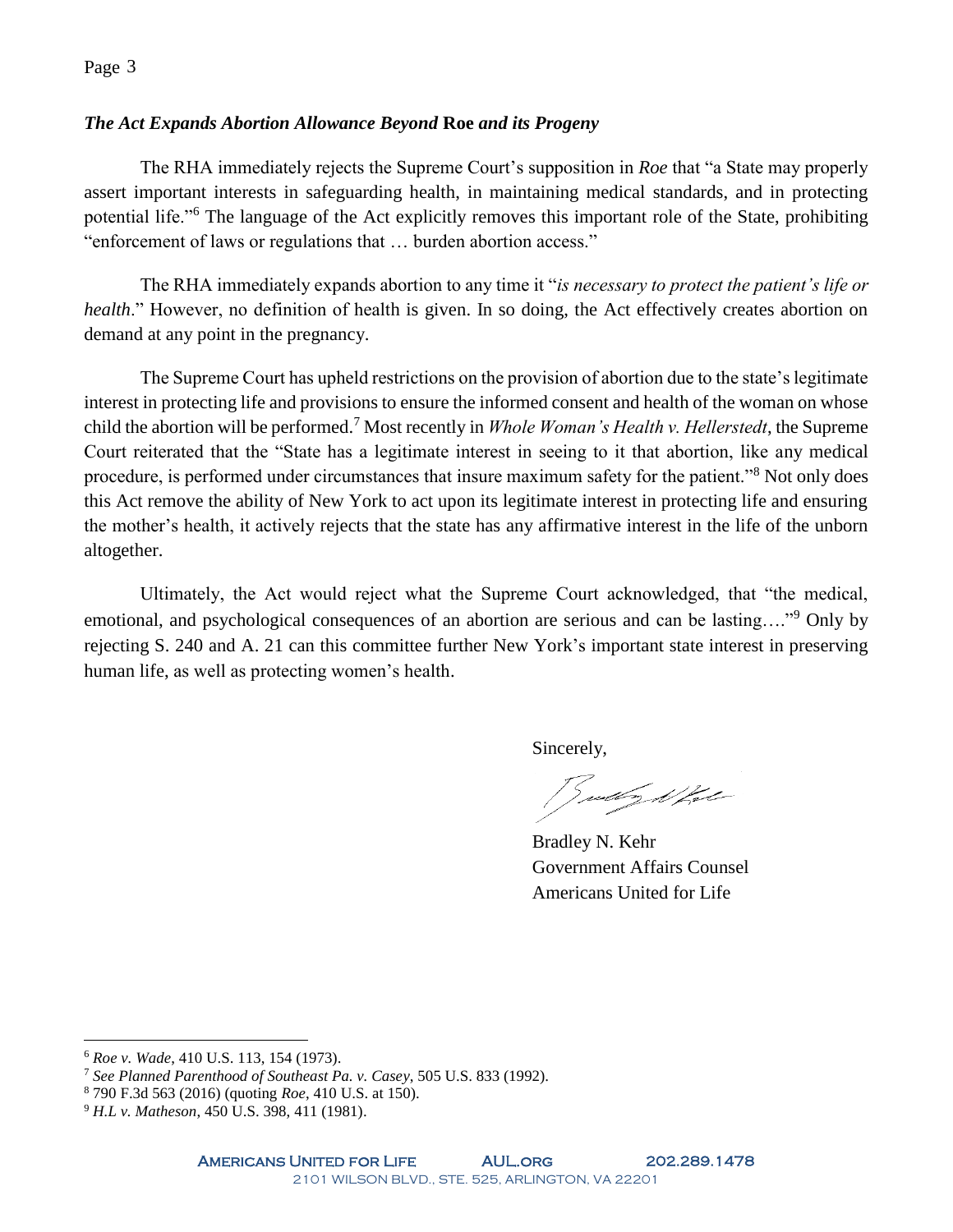***The Act Expands Abortion Allowance Beyond* Roe *and its Progeny***

The RHA immediately rejects the Supreme Court's supposition in *Roe* that "a State may properly assert important interests in safeguarding health, in maintaining medical standards, and in protecting potential life."[6] The language of the Act explicitly removes this important role of the State, prohibiting "enforcement of laws or regulations that … burden abortion access."

The RHA immediately expands abortion to any time it "*is necessary to protect the patient's life or health*." However, no definition of health is given. In so doing, the Act effectively creates abortion on demand at any point in the pregnancy.

The Supreme Court has upheld restrictions on the provision of abortion due to the state's legitimate interest in protecting life and provisions to ensure the informed consent and health of the woman on whose child the abortion will be performed.[7] Most recently in *Whole Woman's Health v. Hellerstedt*, the Supreme Court reiterated that the "State has a legitimate interest in seeing to it that abortion, like any medical procedure, is performed under circumstances that insure maximum safety for the patient."[8] Not only does this Act remove the ability of New York to act upon its legitimate interest in protecting life and ensuring the mother's health, it actively rejects that the state has any affirmative interest in the life of the unborn altogether.

Ultimately, the Act would reject what the Supreme Court acknowledged, that "the medical, emotional, and psychological consequences of an abortion are serious and can be lasting…."[9] Only by rejecting S. 240 and A. 21 can this committee further New York's important state interest in preserving human life, as well as protecting women's health.

Sincerely,

Bradley N. Kehr
Government Affairs Counsel
Americans United for Life

---

[6] *Roe v. Wade*, 410 U.S. 113, 154 (1973).

[7] *See Planned Parenthood of Southeast Pa. v. Casey*, 505 U.S. 833 (1992).

[8] 790 F.3d 563 (2016) (quoting *Roe*, 410 U.S. at 150).

[9] *H.L v. Matheson*, 450 U.S. 398, 411 (1981).

AMERICANS UNITED FOR LIFE AUL.ORG 202.289.1478
2101 WILSON BLVD., STE. 525, ARLINGTON, VA 22201